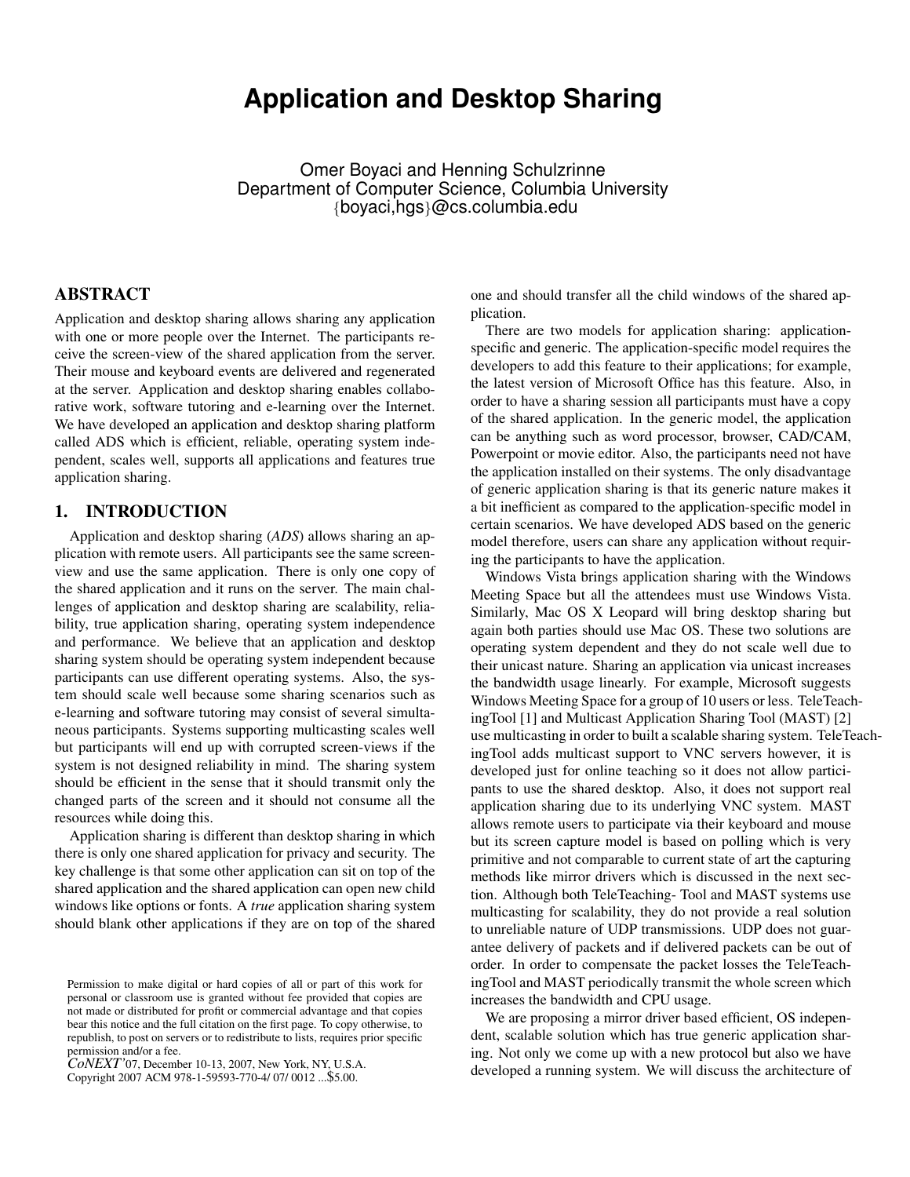# Application and Desktop Sharing

Omer Boyaci and Henning Schulzrinne
Department of Computer Science, Columbia University
{boyaci,hgs}@cs.columbia.edu

## ABSTRACT

Application and desktop sharing allows sharing any application with one or more people over the Internet. The participants receive the screen-view of the shared application from the server. Their mouse and keyboard events are delivered and regenerated at the server. Application and desktop sharing enables collaborative work, software tutoring and e-learning over the Internet. We have developed an application and desktop sharing platform called ADS which is efficient, reliable, operating system independent, scales well, supports all applications and features true application sharing.

## 1. INTRODUCTION

Application and desktop sharing (*ADS*) allows sharing an application with remote users. All participants see the same screen-view and use the same application. There is only one copy of the shared application and it runs on the server. The main challenges of application and desktop sharing are scalability, reliability, true application sharing, operating system independence and performance. We believe that an application and desktop sharing system should be operating system independent because participants can use different operating systems. Also, the system should scale well because some sharing scenarios such as e-learning and software tutoring may consist of several simultaneous participants. Systems supporting multicasting scales well but participants will end up with corrupted screen-views if the system is not designed reliability in mind. The sharing system should be efficient in the sense that it should transmit only the changed parts of the screen and it should not consume all the resources while doing this.

Application sharing is different than desktop sharing in which there is only one shared application for privacy and security. The key challenge is that some other application can sit on top of the shared application and the shared application can open new child windows like options or fonts. A *true* application sharing system should blank other applications if they are on top of the shared one and should transfer all the child windows of the shared application.

There are two models for application sharing: application-specific and generic. The application-specific model requires the developers to add this feature to their applications; for example, the latest version of Microsoft Office has this feature. Also, in order to have a sharing session all participants must have a copy of the shared application. In the generic model, the application can be anything such as word processor, browser, CAD/CAM, Powerpoint or movie editor. Also, the participants need not have the application installed on their systems. The only disadvantage of generic application sharing is that its generic nature makes it a bit inefficient as compared to the application-specific model in certain scenarios. We have developed ADS based on the generic model therefore, users can share any application without requiring the participants to have the application.

Windows Vista brings application sharing with the Windows Meeting Space but all the attendees must use Windows Vista. Similarly, Mac OS X Leopard will bring desktop sharing but again both parties should use Mac OS. These two solutions are operating system dependent and they do not scale well due to their unicast nature. Sharing an application via unicast increases the bandwidth usage linearly. For example, Microsoft suggests Windows Meeting Space for a group of 10 users or less. TeleTeachingTool [1] and Multicast Application Sharing Tool (MAST) [2] use multicasting in order to built a scalable sharing system. TeleTeachingTool adds multicast support to VNC servers however, it is developed just for online teaching so it does not allow participants to use the shared desktop. Also, it does not support real application sharing due to its underlying VNC system. MAST allows remote users to participate via their keyboard and mouse but its screen capture model is based on polling which is very primitive and not comparable to current state of art the capturing methods like mirror drivers which is discussed in the next section. Although both TeleTeaching- Tool and MAST systems use multicasting for scalability, they do not provide a real solution to unreliable nature of UDP transmissions. UDP does not guarantee delivery of packets and if delivered packets can be out of order. In order to compensate the packet losses the TeleTeachingTool and MAST periodically transmit the whole screen which increases the bandwidth and CPU usage.

We are proposing a mirror driver based efficient, OS independent, scalable solution which has true generic application sharing. Not only we come up with a new protocol but also we have developed a running system. We will discuss the architecture of

Permission to make digital or hard copies of all or part of this work for personal or classroom use is granted without fee provided that copies are not made or distributed for profit or commercial advantage and that copies bear this notice and the full citation on the first page. To copy otherwise, to republish, to post on servers or to redistribute to lists, requires prior specific permission and/or a fee.
*CoNEXT'*07, December 10-13, 2007, New York, NY, U.S.A.
Copyright 2007 ACM 978-1-59593-770-4/ 07/ 0012 ...$5.00.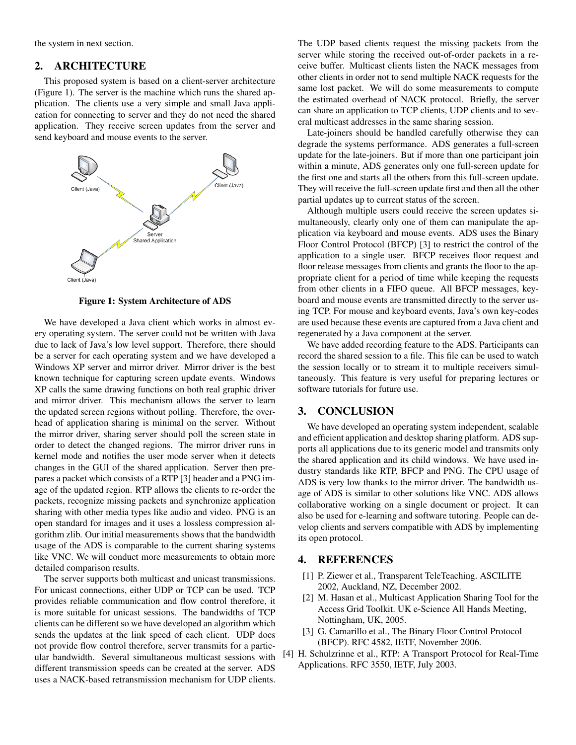the system in next section.

## 2. ARCHITECTURE

This proposed system is based on a client-server architecture (Figure 1). The server is the machine which runs the shared application. The clients use a very simple and small Java application for connecting to server and they do not need the shared application. They receive screen updates from the server and send keyboard and mouse events to the server.

Client (Java)

Client (Java)

Server
Shared Application

Client (Java)

**Figure 1: System Architecture of ADS**

We have developed a Java client which works in almost every operating system. The server could not be written with Java due to lack of Java's low level support. Therefore, there should be a server for each operating system and we have developed a Windows XP server and mirror driver. Mirror driver is the best known technique for capturing screen update events. Windows XP calls the same drawing functions on both real graphic driver and mirror driver. This mechanism allows the server to learn the updated screen regions without polling. Therefore, the overhead of application sharing is minimal on the server. Without the mirror driver, sharing server should poll the screen state in order to detect the changed regions. The mirror driver runs in kernel mode and notifies the user mode server when it detects changes in the GUI of the shared application. Server then prepares a packet which consists of a RTP [3] header and a PNG image of the updated region. RTP allows the clients to re-order the packets, recognize missing packets and synchronize application sharing with other media types like audio and video. PNG is an open standard for images and it uses a lossless compression algorithm zlib. Our initial measurements shows that the bandwidth usage of the ADS is comparable to the current sharing systems like VNC. We will conduct more measurements to obtain more detailed comparison results.

The server supports both multicast and unicast transmissions. For unicast connections, either UDP or TCP can be used. TCP provides reliable communication and flow control therefore, it is more suitable for unicast sessions. The bandwidths of TCP clients can be different so we have developed an algorithm which sends the updates at the link speed of each client. UDP does not provide flow control therefore, server transmits for a particular bandwidth. Several simultaneous multicast sessions with different transmission speeds can be created at the server. ADS uses a NACK-based retransmission mechanism for UDP clients. The UDP based clients request the missing packets from the server while storing the received out-of-order packets in a receive buffer. Multicast clients listen the NACK messages from other clients in order not to send multiple NACK requests for the same lost packet. We will do some measurements to compute the estimated overhead of NACK protocol. Briefly, the server can share an application to TCP clients, UDP clients and to several multicast addresses in the same sharing session.

Late-joiners should be handled carefully otherwise they can degrade the systems performance. ADS generates a full-screen update for the late-joiners. But if more than one participant join within a minute, ADS generates only one full-screen update for the first one and starts all the others from this full-screen update. They will receive the full-screen update first and then all the other partial updates up to current status of the screen.

Although multiple users could receive the screen updates simultaneously, clearly only one of them can manipulate the application via keyboard and mouse events. ADS uses the Binary Floor Control Protocol (BFCP) [3] to restrict the control of the application to a single user. BFCP receives floor request and floor release messages from clients and grants the floor to the appropriate client for a period of time while keeping the requests from other clients in a FIFO queue. All BFCP messages, keyboard and mouse events are transmitted directly to the server using TCP. For mouse and keyboard events, Java's own key-codes are used because these events are captured from a Java client and regenerated by a Java component at the server.

We have added recording feature to the ADS. Participants can record the shared session to a file. This file can be used to watch the session locally or to stream it to multiple receivers simultaneously. This feature is very useful for preparing lectures or software tutorials for future use.

## 3. CONCLUSION

We have developed an operating system independent, scalable and efficient application and desktop sharing platform. ADS supports all applications due to its generic model and transmits only the shared application and its child windows. We have used industry standards like RTP, BFCP and PNG. The CPU usage of ADS is very low thanks to the mirror driver. The bandwidth usage of ADS is similar to other solutions like VNC. ADS allows collaborative working on a single document or project. It can also be used for e-learning and software tutoring. People can develop clients and servers compatible with ADS by implementing its open protocol.

## 4. REFERENCES

[1] P. Ziewer et al., Transparent TeleTeaching. ASCILITE 2002, Auckland, NZ, December 2002.

[2] M. Hasan et al., Multicast Application Sharing Tool for the Access Grid Toolkit. UK e-Science All Hands Meeting, Nottingham, UK, 2005.

[3] G. Camarillo et al., The Binary Floor Control Protocol (BFCP). RFC 4582, IETF, November 2006.

[4] H. Schulzrinne et al., RTP: A Transport Protocol for Real-Time Applications. RFC 3550, IETF, July 2003.